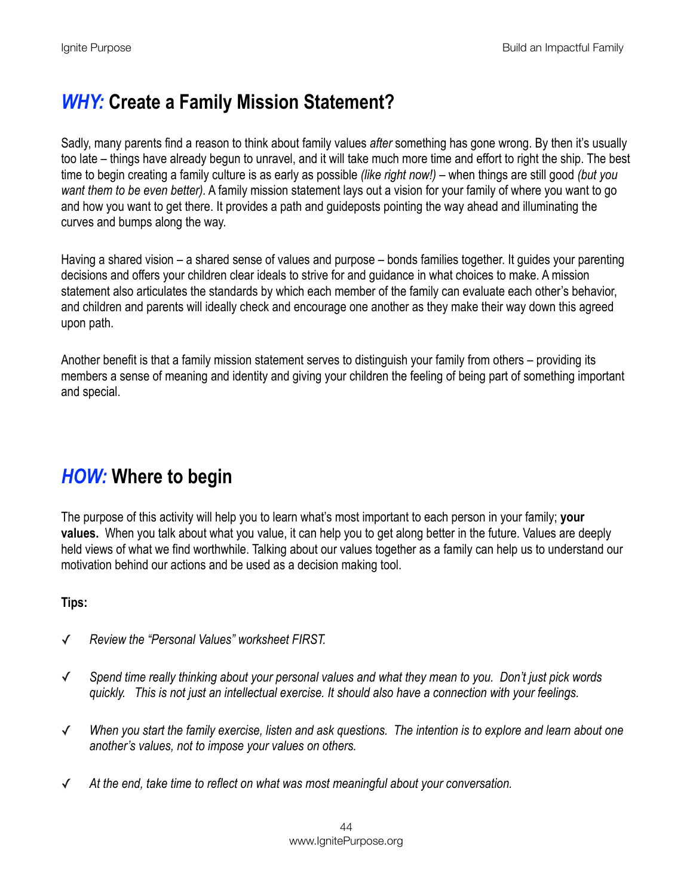## *WHY:* Create a Family Mission Statement?

Sadly, many parents find a reason to think about family values *after* something has gone wrong. By then it's usually too late – things have already begun to unravel, and it will take much more time and effort to right the ship. The best time to begin creating a family culture is as early as possible *(like right now!)* – when things are still good *(but you want them to be even better).* A family mission statement lays out a vision for your family of where you want to go and how you want to get there. It provides a path and guideposts pointing the way ahead and illuminating the curves and bumps along the way.

Having a shared vision – a shared sense of values and purpose – bonds families together. It guides your parenting decisions and offers your children clear ideals to strive for and guidance in what choices to make. A mission statement also articulates the standards by which each member of the family can evaluate each other's behavior, and children and parents will ideally check and encourage one another as they make their way down this agreed upon path.

Another benefit is that a family mission statement serves to distinguish your family from others – providing its members a sense of meaning and identity and giving your children the feeling of being part of something important and special.

## *HOW:* Where to begin

The purpose of this activity will help you to learn what's most important to each person in your family; **your values.** When you talk about what you value, it can help you to get along better in the future. Values are deeply held views of what we find worthwhile. Talking about our values together as a family can help us to understand our motivation behind our actions and be used as a decision making tool.

**Tips:**

✓ *Review the "Personal Values" worksheet FIRST.*

✓ *Spend time really thinking about your personal values and what they mean to you. Don't just pick words quickly. This is not just an intellectual exercise. It should also have a connection with your feelings.*

✓ *When you start the family exercise, listen and ask questions. The intention is to explore and learn about one another's values, not to impose your values on others.*

✓ *At the end, take time to reflect on what was most meaningful about your conversation.*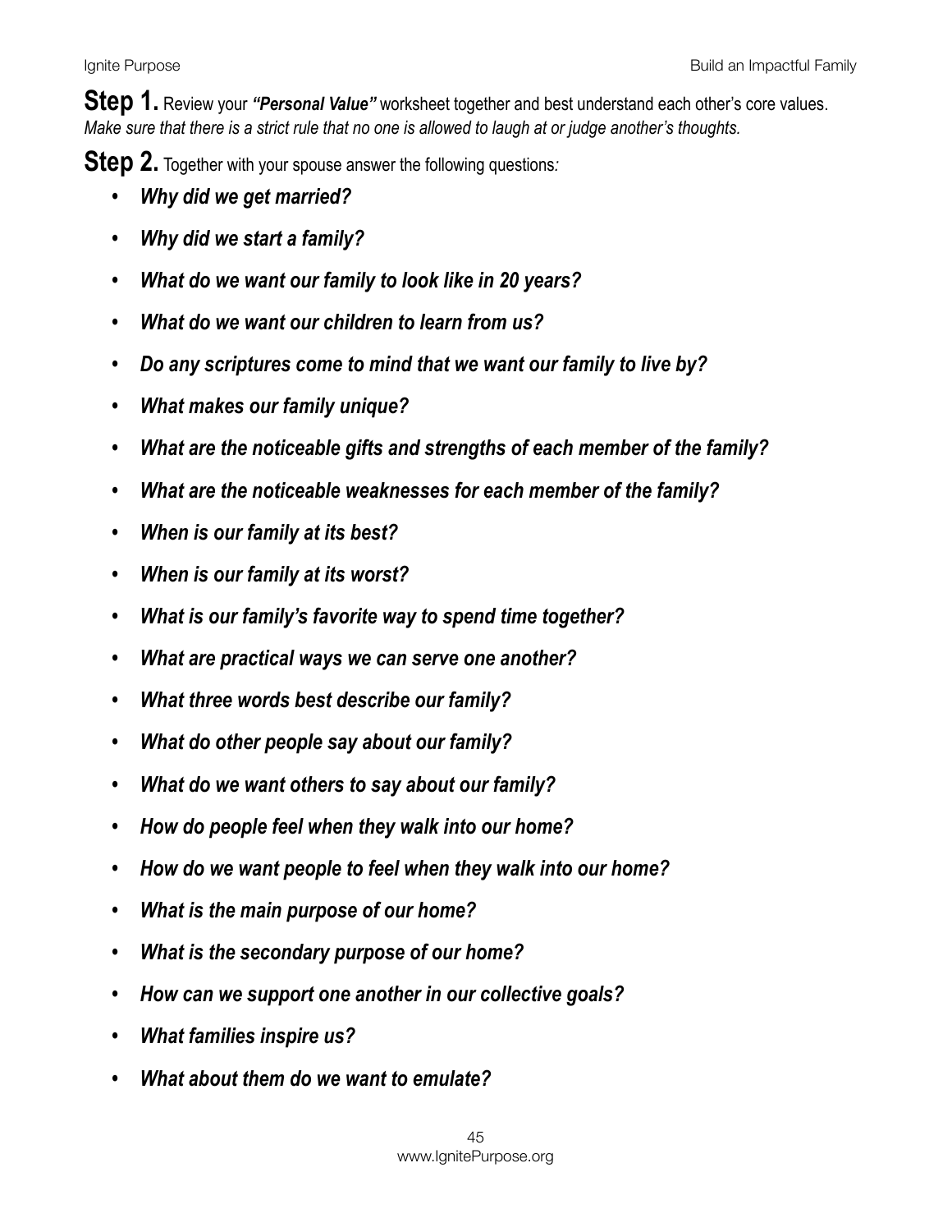**Step 1.** Review your ***"Personal Value"*** worksheet together and best understand each other's core values. *Make sure that there is a strict rule that no one is allowed to laugh at or judge another's thoughts.*

**Step 2.** Together with your spouse answer the following questions*:*

- ***Why did we get married?***
- ***Why did we start a family?***
- ***What do we want our family to look like in 20 years?***
- ***What do we want our children to learn from us?***
- ***Do any scriptures come to mind that we want our family to live by?***
- ***What makes our family unique?***
- ***What are the noticeable gifts and strengths of each member of the family?***
- ***What are the noticeable weaknesses for each member of the family?***
- ***When is our family at its best?***
- ***When is our family at its worst?***
- ***What is our family's favorite way to spend time together?***
- ***What are practical ways we can serve one another?***
- ***What three words best describe our family?***
- ***What do other people say about our family?***
- ***What do we want others to say about our family?***
- ***How do people feel when they walk into our home?***
- ***How do we want people to feel when they walk into our home?***
- ***What is the main purpose of our home?***
- ***What is the secondary purpose of our home?***
- ***How can we support one another in our collective goals?***
- ***What families inspire us?***
- ***What about them do we want to emulate?***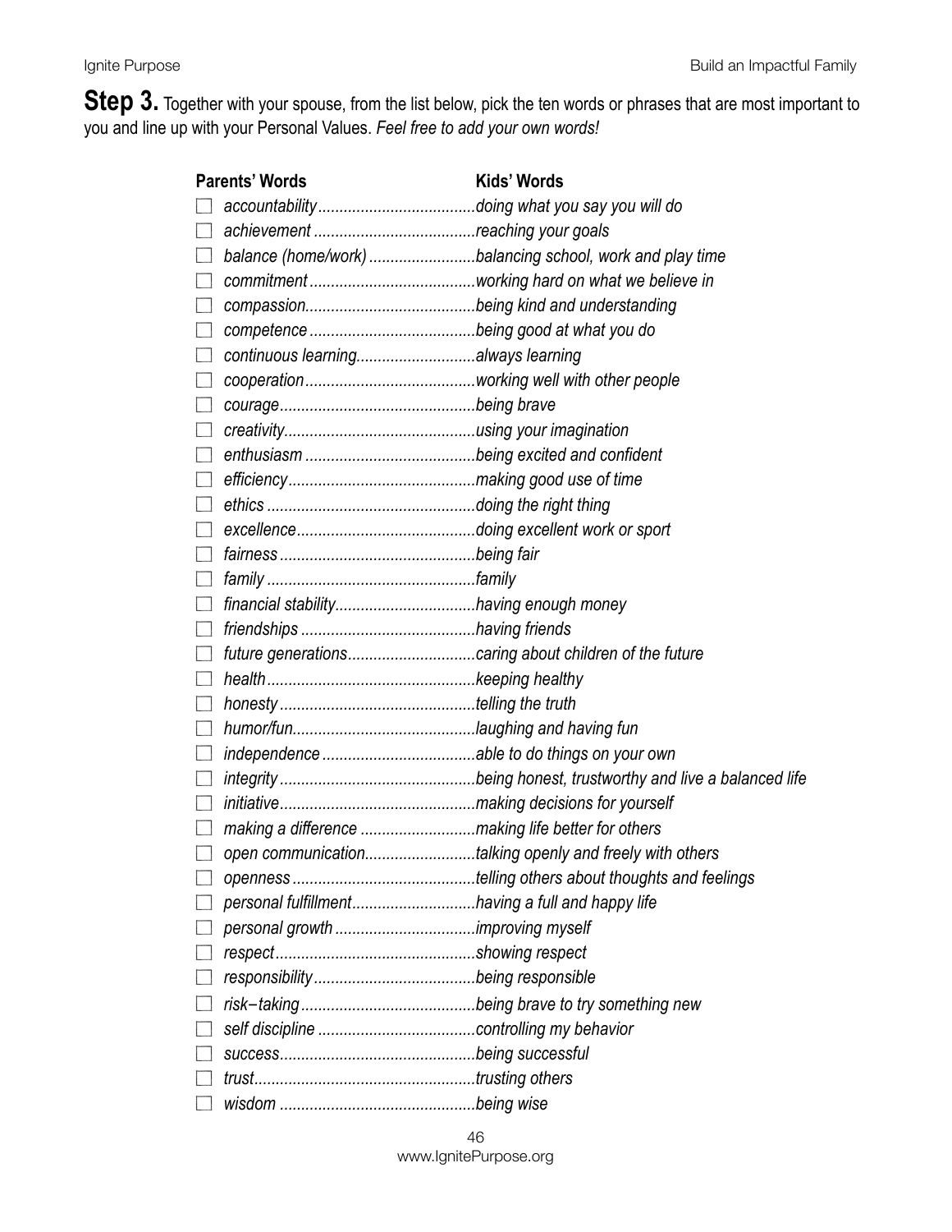**Step 3.** Together with your spouse, from the list below, pick the ten words or phrases that are most important to you and line up with your Personal Values. *Feel free to add your own words!*

| | Parents' Words | Kids' Words |
|---|---|---|
| ☐ | *accountability* | *doing what you say you will do* |
| ☐ | *achievement* | *reaching your goals* |
| ☐ | *balance (home/work)* | *balancing school, work and play time* |
| ☐ | *commitment* | *working hard on what we believe in* |
| ☐ | *compassion* | *being kind and understanding* |
| ☐ | *competence* | *being good at what you do* |
| ☐ | *continuous learning* | *always learning* |
| ☐ | *cooperation* | *working well with other people* |
| ☐ | *courage* | *being brave* |
| ☐ | *creativity* | *using your imagination* |
| ☐ | *enthusiasm* | *being excited and confident* |
| ☐ | *efficiency* | *making good use of time* |
| ☐ | *ethics* | *doing the right thing* |
| ☐ | *excellence* | *doing excellent work or sport* |
| ☐ | *fairness* | *being fair* |
| ☐ | *family* | *family* |
| ☐ | *financial stability* | *having enough money* |
| ☐ | *friendships* | *having friends* |
| ☐ | *future generations* | *caring about children of the future* |
| ☐ | *health* | *keeping healthy* |
| ☐ | *honesty* | *telling the truth* |
| ☐ | *humor/fun* | *laughing and having fun* |
| ☐ | *independence* | *able to do things on your own* |
| ☐ | *integrity* | *being honest, trustworthy and live a balanced life* |
| ☐ | *initiative* | *making decisions for yourself* |
| ☐ | *making a difference* | *making life better for others* |
| ☐ | *open communication* | *talking openly and freely with others* |
| ☐ | *openness* | *telling others about thoughts and feelings* |
| ☐ | *personal fulfillment* | *having a full and happy life* |
| ☐ | *personal growth* | *improving myself* |
| ☐ | *respect* | *showing respect* |
| ☐ | *responsibility* | *being responsible* |
| ☐ | *risk–taking* | *being brave to try something new* |
| ☐ | *self discipline* | *controlling my behavior* |
| ☐ | *success* | *being successful* |
| ☐ | *trust* | *trusting others* |
| ☐ | *wisdom* | *being wise* |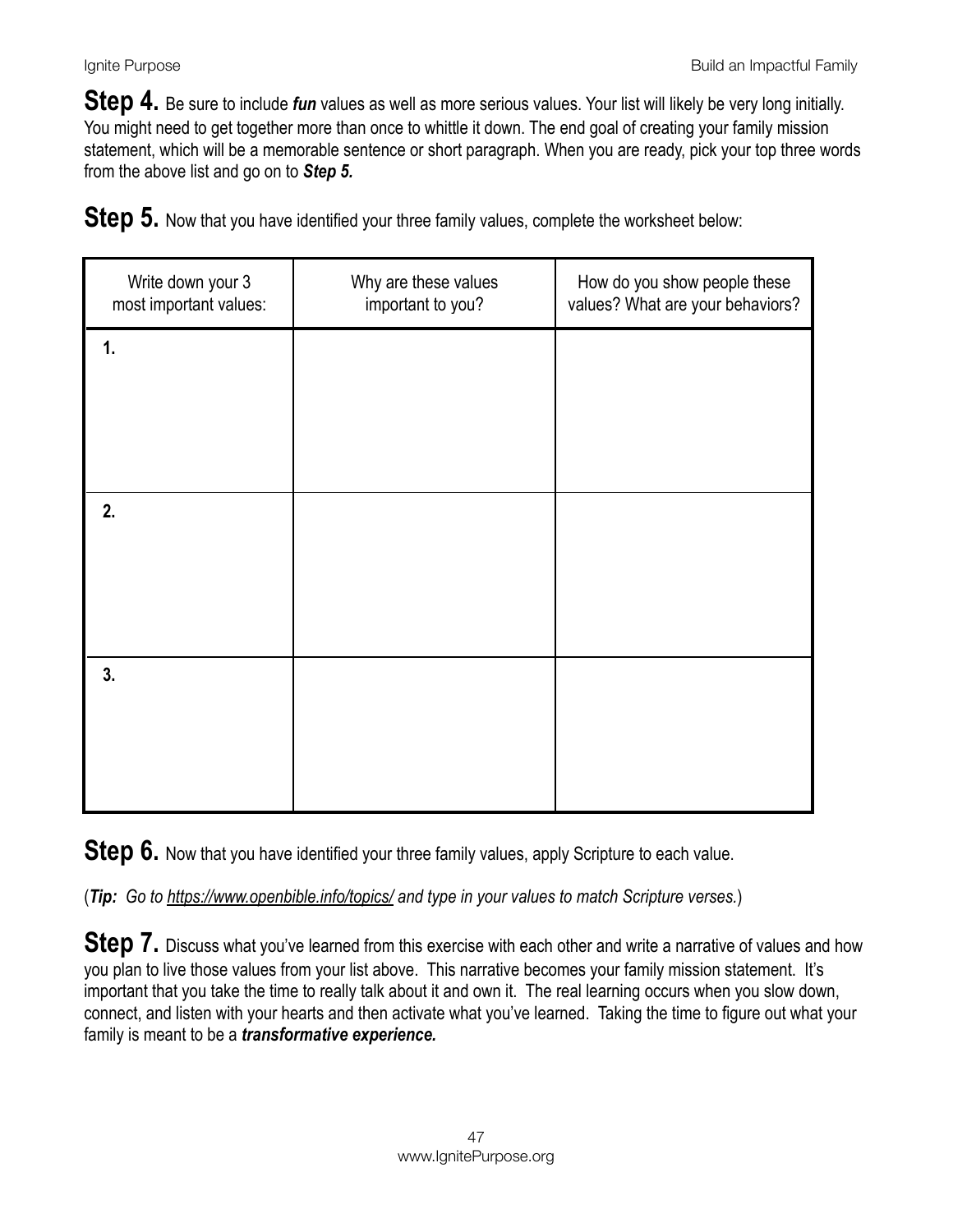**Step 4.** Be sure to include ***fun*** values as well as more serious values. Your list will likely be very long initially. You might need to get together more than once to whittle it down. The end goal of creating your family mission statement, which will be a memorable sentence or short paragraph. When you are ready, pick your top three words from the above list and go on to ***Step 5.***

**Step 5.** Now that you have identified your three family values, complete the worksheet below:

| Write down your 3 most important values: | Why are these values important to you? | How do you show people these values? What are your behaviors? |
| --- | --- | --- |
| **1.** | | |
| **2.** | | |
| **3.** | | |

**Step 6.** Now that you have identified your three family values, apply Scripture to each value.

(***Tip:*** *Go to https://www.openbible.info/topics/ and type in your values to match Scripture verses.*)

**Step 7.** Discuss what you've learned from this exercise with each other and write a narrative of values and how you plan to live those values from your list above. This narrative becomes your family mission statement. It's important that you take the time to really talk about it and own it. The real learning occurs when you slow down, connect, and listen with your hearts and then activate what you've learned. Taking the time to figure out what your family is meant to be a ***transformative experience.***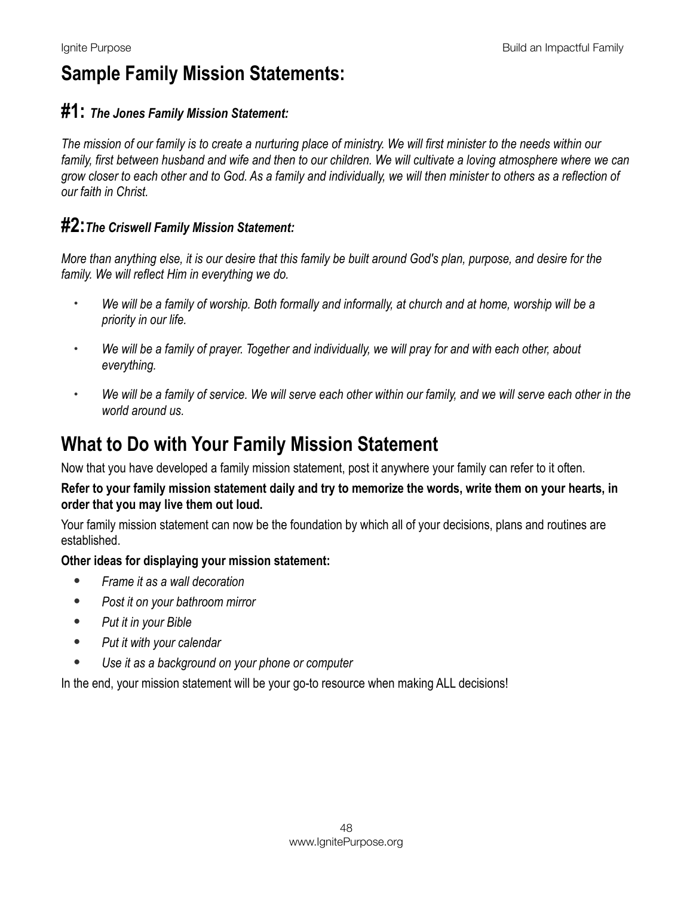# Sample Family Mission Statements:

## #1: *The Jones Family Mission Statement:*

*The mission of our family is to create a nurturing place of ministry. We will first minister to the needs within our family, first between husband and wife and then to our children. We will cultivate a loving atmosphere where we can grow closer to each other and to God. As a family and individually, we will then minister to others as a reflection of our faith in Christ.*

## #2:*The Criswell Family Mission Statement:*

*More than anything else, it is our desire that this family be built around God's plan, purpose, and desire for the family. We will reflect Him in everything we do.*

- *We will be a family of worship. Both formally and informally, at church and at home, worship will be a priority in our life.*
- *We will be a family of prayer. Together and individually, we will pray for and with each other, about everything.*
- *We will be a family of service. We will serve each other within our family, and we will serve each other in the world around us.*

# What to Do with Your Family Mission Statement

Now that you have developed a family mission statement, post it anywhere your family can refer to it often.

**Refer to your family mission statement daily and try to memorize the words, write them on your hearts, in order that you may live them out loud.**

Your family mission statement can now be the foundation by which all of your decisions, plans and routines are established.

**Other ideas for displaying your mission statement:**

- *Frame it as a wall decoration*
- *Post it on your bathroom mirror*
- *Put it in your Bible*
- *Put it with your calendar*
- *Use it as a background on your phone or computer*

In the end, your mission statement will be your go-to resource when making ALL decisions!